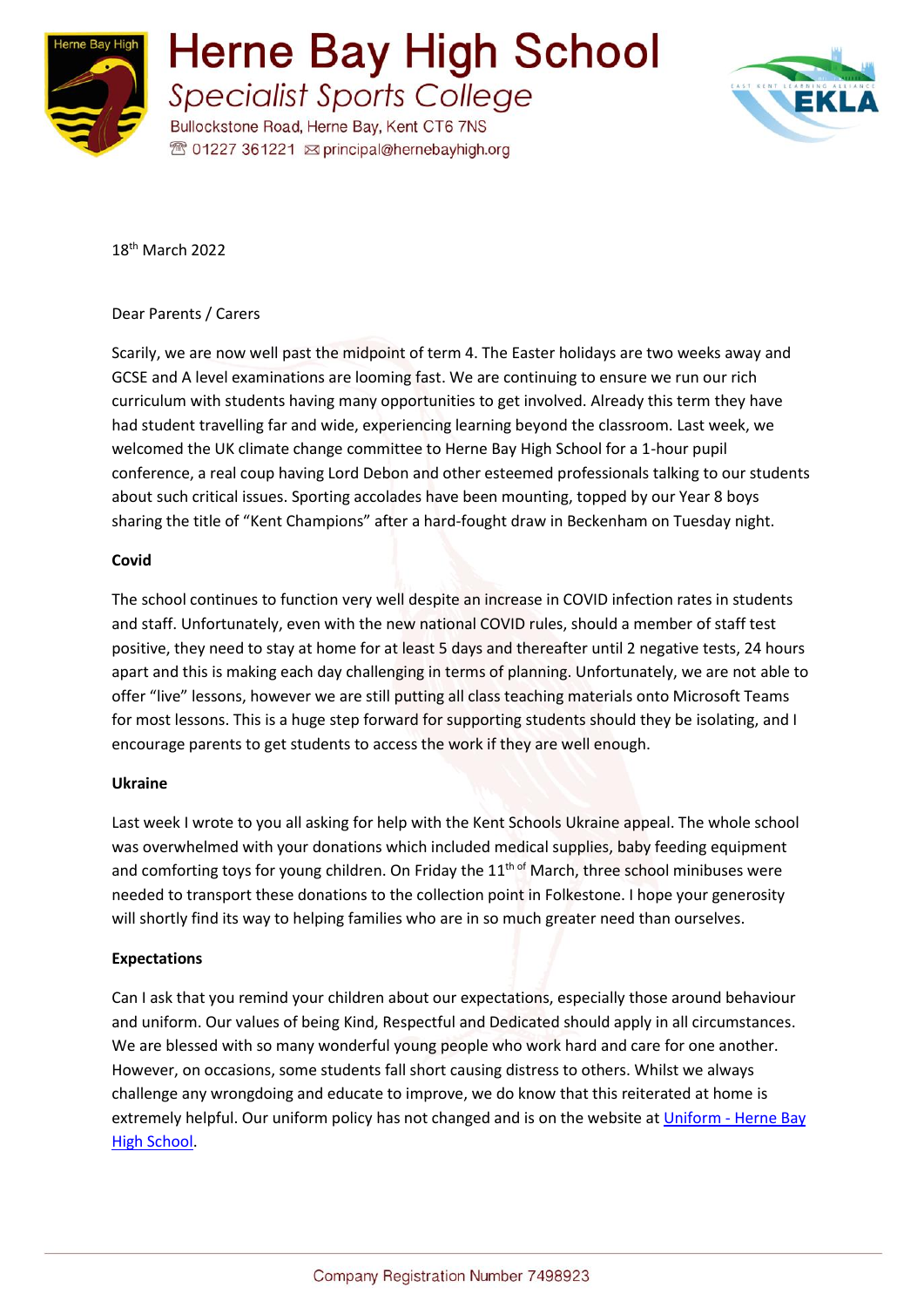# Herne Bay High School

*Specialist Sports College*

Bullockstone Road, Herne Bay, Kent CT6 7NS

01227 361221 principal@hernebayhigh.org

18th March 2022

Dear Parents / Carers

Scarily, we are now well past the midpoint of term 4. The Easter holidays are two weeks away and GCSE and A level examinations are looming fast. We are continuing to ensure we run our rich curriculum with students having many opportunities to get involved. Already this term they have had student travelling far and wide, experiencing learning beyond the classroom. Last week, we welcomed the UK climate change committee to Herne Bay High School for a 1-hour pupil conference, a real coup having Lord Debon and other esteemed professionals talking to our students about such critical issues. Sporting accolades have been mounting, topped by our Year 8 boys sharing the title of "Kent Champions" after a hard-fought draw in Beckenham on Tuesday night.

**Covid**

The school continues to function very well despite an increase in COVID infection rates in students and staff. Unfortunately, even with the new national COVID rules, should a member of staff test positive, they need to stay at home for at least 5 days and thereafter until 2 negative tests, 24 hours apart and this is making each day challenging in terms of planning. Unfortunately, we are not able to offer "live" lessons, however we are still putting all class teaching materials onto Microsoft Teams for most lessons. This is a huge step forward for supporting students should they be isolating, and I encourage parents to get students to access the work if they are well enough.

**Ukraine**

Last week I wrote to you all asking for help with the Kent Schools Ukraine appeal. The whole school was overwhelmed with your donations which included medical supplies, baby feeding equipment and comforting toys for young children. On Friday the 11th of March, three school minibuses were needed to transport these donations to the collection point in Folkestone. I hope your generosity will shortly find its way to helping families who are in so much greater need than ourselves.

**Expectations**

Can I ask that you remind your children about our expectations, especially those around behaviour and uniform. Our values of being Kind, Respectful and Dedicated should apply in all circumstances. We are blessed with so many wonderful young people who work hard and care for one another. However, on occasions, some students fall short causing distress to others. Whilst we always challenge any wrongdoing and educate to improve, we do know that this reiterated at home is extremely helpful. Our uniform policy has not changed and is on the website at Uniform - Herne Bay High School.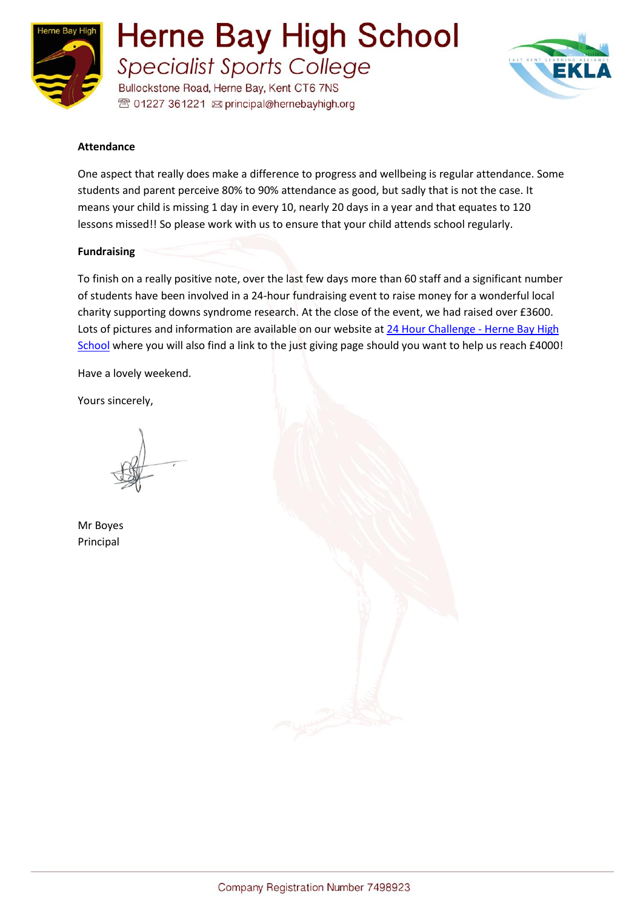# Herne Bay High School

## Specialist Sports College

Bullockstone Road, Herne Bay, Kent CT6 7NS
01227 361221 principal@hernebayhigh.org

**Attendance**

One aspect that really does make a difference to progress and wellbeing is regular attendance. Some students and parent perceive 80% to 90% attendance as good, but sadly that is not the case. It means your child is missing 1 day in every 10, nearly 20 days in a year and that equates to 120 lessons missed!! So please work with us to ensure that your child attends school regularly.

**Fundraising**

To finish on a really positive note, over the last few days more than 60 staff and a significant number of students have been involved in a 24-hour fundraising event to raise money for a wonderful local charity supporting downs syndrome research. At the close of the event, we had raised over £3600. Lots of pictures and information are available on our website at 24 Hour Challenge - Herne Bay High School where you will also find a link to the just giving page should you want to help us reach £4000!

Have a lovely weekend.

Yours sincerely,

Mr Boyes
Principal

Company Registration Number 7498923